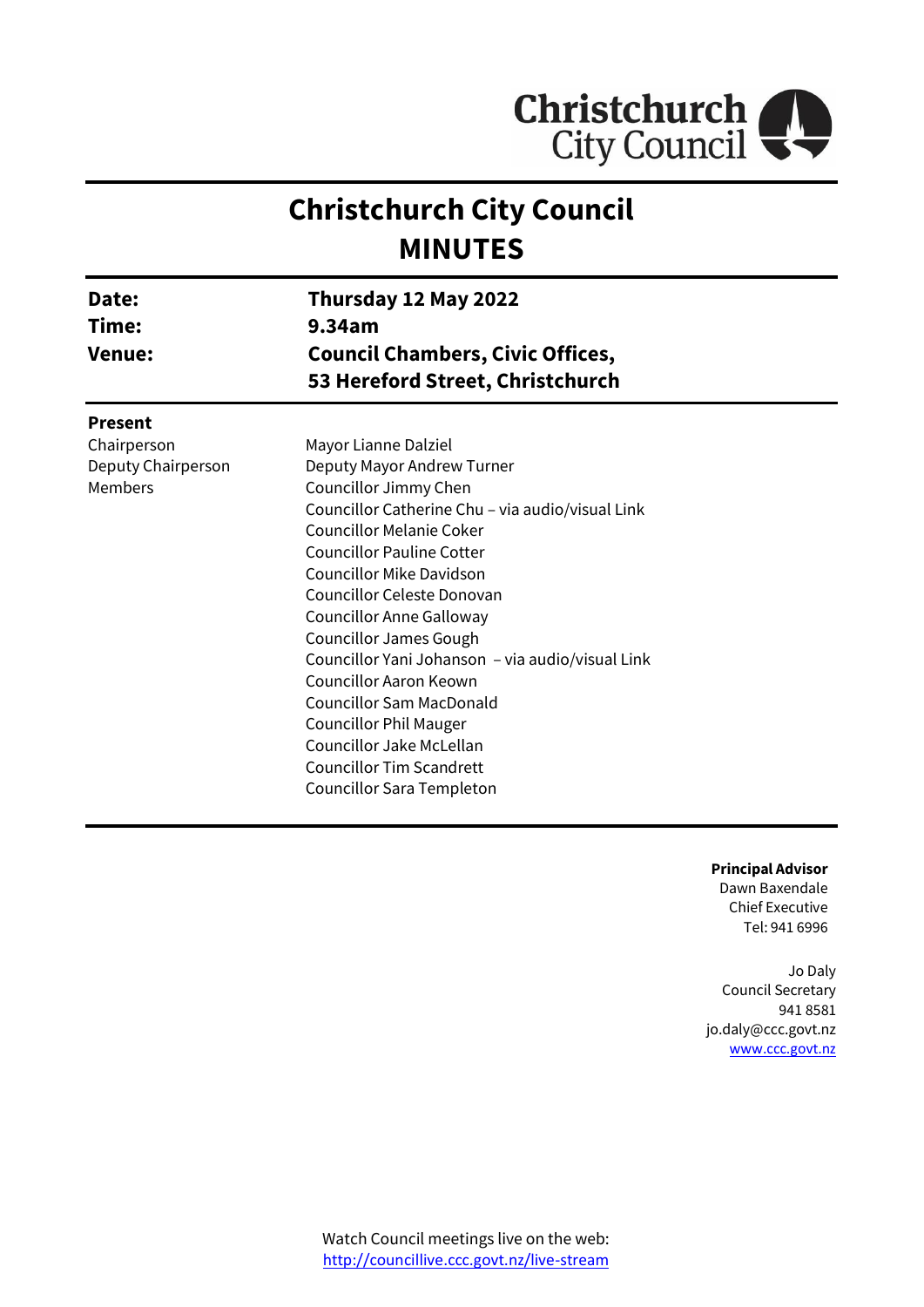# Christchurch City Council
# MINUTES

| | |
|---|---|
| **Date:** | **Thursday 12 May 2022** |
| **Time:** | **9.34am** |
| **Venue:** | **Council Chambers, Civic Offices, 53 Hereford Street, Christchurch** |

**Present**

| | |
|---|---|
| Chairperson | Mayor Lianne Dalziel |
| Deputy Chairperson | Deputy Mayor Andrew Turner |
| Members | Councillor Jimmy Chen |
| | Councillor Catherine Chu – via audio/visual Link |
| | Councillor Melanie Coker |
| | Councillor Pauline Cotter |
| | Councillor Mike Davidson |
| | Councillor Celeste Donovan |
| | Councillor Anne Galloway |
| | Councillor James Gough |
| | Councillor Yani Johanson – via audio/visual Link |
| | Councillor Aaron Keown |
| | Councillor Sam MacDonald |
| | Councillor Phil Mauger |
| | Councillor Jake McLellan |
| | Councillor Tim Scandrett |
| | Councillor Sara Templeton |

**Principal Advisor**
Dawn Baxendale
Chief Executive
Tel: 941 6996

Jo Daly
Council Secretary
941 8581
jo.daly@ccc.govt.nz
www.ccc.govt.nz

Watch Council meetings live on the web:
http://councillive.ccc.govt.nz/live-stream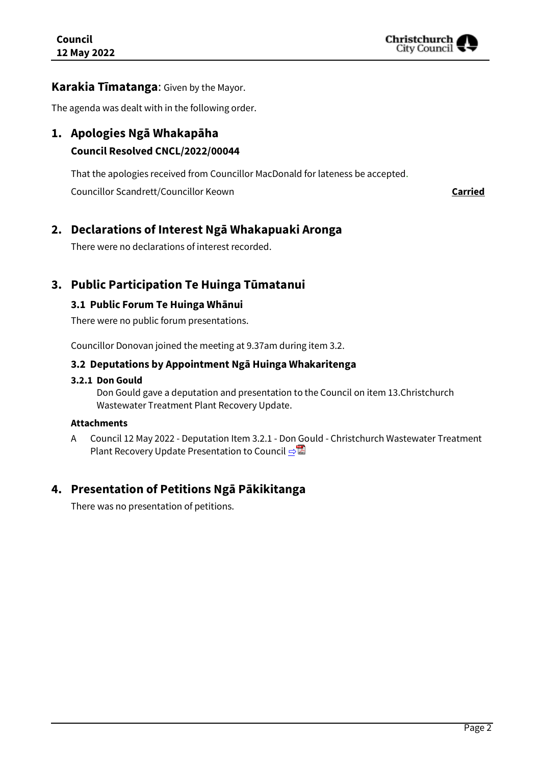**Karakia Tīmatanga**: Given by the Mayor.

The agenda was dealt with in the following order.

## 1. Apologies Ngā Whakapāha

### Council Resolved CNCL/2022/00044

That the apologies received from Councillor MacDonald for lateness be accepted.

Councillor Scandrett/Councillor Keown **Carried**

## 2. Declarations of Interest Ngā Whakapuaki Aronga

There were no declarations of interest recorded.

## 3. Public Participation Te Huinga Tūmatanui

### 3.1 Public Forum Te Huinga Whānui

There were no public forum presentations.

Councillor Donovan joined the meeting at 9.37am during item 3.2.

### 3.2 Deputations by Appointment Ngā Huinga Whakaritenga

#### 3.2.1 Don Gould

Don Gould gave a deputation and presentation to the Council on item 13.Christchurch Wastewater Treatment Plant Recovery Update.

**Attachments**

A Council 12 May 2022 - Deputation Item 3.2.1 - Don Gould - Christchurch Wastewater Treatment Plant Recovery Update Presentation to Council ⇨

## 4. Presentation of Petitions Ngā Pākikitanga

There was no presentation of petitions.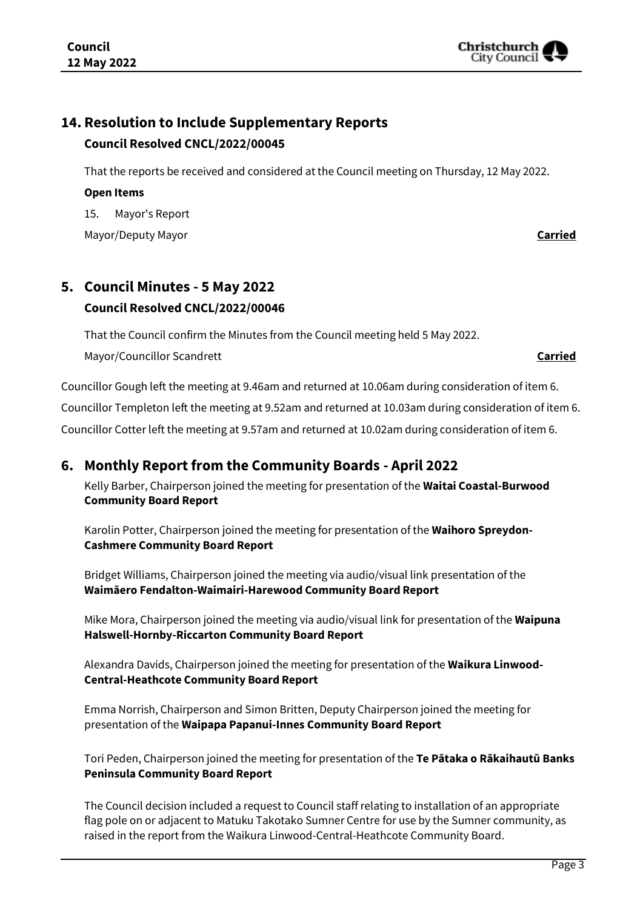## 14. Resolution to Include Supplementary Reports

### Council Resolved CNCL/2022/00045

That the reports be received and considered at the Council meeting on Thursday, 12 May 2022.

**Open Items**

15. Mayor's Report

Mayor/Deputy Mayor **Carried**

## 5. Council Minutes - 5 May 2022

### Council Resolved CNCL/2022/00046

That the Council confirm the Minutes from the Council meeting held 5 May 2022.

Mayor/Councillor Scandrett **Carried**

Councillor Gough left the meeting at 9.46am and returned at 10.06am during consideration of item 6.

Councillor Templeton left the meeting at 9.52am and returned at 10.03am during consideration of item 6.

Councillor Cotter left the meeting at 9.57am and returned at 10.02am during consideration of item 6.

## 6. Monthly Report from the Community Boards - April 2022

Kelly Barber, Chairperson joined the meeting for presentation of the **Waitai Coastal-Burwood Community Board Report**

Karolin Potter, Chairperson joined the meeting for presentation of the **Waihoro Spreydon-Cashmere Community Board Report**

Bridget Williams, Chairperson joined the meeting via audio/visual link presentation of the **Waimāero Fendalton-Waimairi-Harewood Community Board Report**

Mike Mora, Chairperson joined the meeting via audio/visual link for presentation of the **Waipuna Halswell-Hornby-Riccarton Community Board Report**

Alexandra Davids, Chairperson joined the meeting for presentation of the **Waikura Linwood-Central-Heathcote Community Board Report**

Emma Norrish, Chairperson and Simon Britten, Deputy Chairperson joined the meeting for presentation of the **Waipapa Papanui-Innes Community Board Report**

Tori Peden, Chairperson joined the meeting for presentation of the **Te Pātaka o Rākaihautū Banks Peninsula Community Board Report**

The Council decision included a request to Council staff relating to installation of an appropriate flag pole on or adjacent to Matuku Takotako Sumner Centre for use by the Sumner community, as raised in the report from the Waikura Linwood-Central-Heathcote Community Board.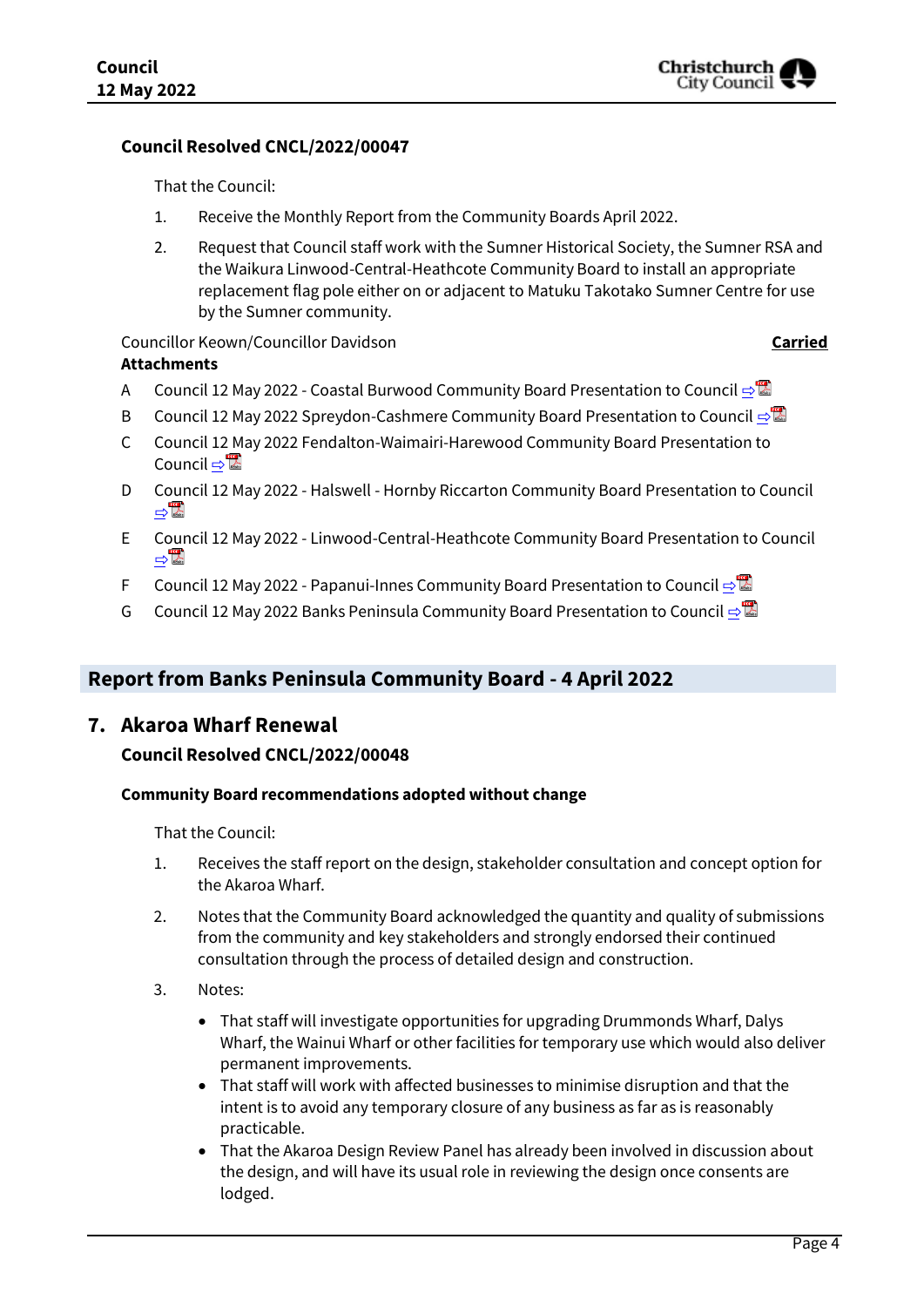**Council Resolved CNCL/2022/00047**

That the Council:

1. Receive the Monthly Report from the Community Boards April 2022.
2. Request that Council staff work with the Sumner Historical Society, the Sumner RSA and the Waikura Linwood-Central-Heathcote Community Board to install an appropriate replacement flag pole either on or adjacent to Matuku Takotako Sumner Centre for use by the Sumner community.

Councillor Keown/Councillor Davidson **Carried**

**Attachments**

- A Council 12 May 2022 - Coastal Burwood Community Board Presentation to Council ⇨
- B Council 12 May 2022 Spreydon-Cashmere Community Board Presentation to Council ⇨
- C Council 12 May 2022 Fendalton-Waimairi-Harewood Community Board Presentation to Council ⇨
- D Council 12 May 2022 - Halswell - Hornby Riccarton Community Board Presentation to Council ⇨
- E Council 12 May 2022 - Linwood-Central-Heathcote Community Board Presentation to Council ⇨
- F Council 12 May 2022 - Papanui-Innes Community Board Presentation to Council ⇨
- G Council 12 May 2022 Banks Peninsula Community Board Presentation to Council ⇨

## Report from Banks Peninsula Community Board - 4 April 2022

## 7. Akaroa Wharf Renewal

**Council Resolved CNCL/2022/00048**

**Community Board recommendations adopted without change**

That the Council:

1. Receives the staff report on the design, stakeholder consultation and concept option for the Akaroa Wharf.
2. Notes that the Community Board acknowledged the quantity and quality of submissions from the community and key stakeholders and strongly endorsed their continued consultation through the process of detailed design and construction.
3. Notes:
   - That staff will investigate opportunities for upgrading Drummonds Wharf, Dalys Wharf, the Wainui Wharf or other facilities for temporary use which would also deliver permanent improvements.
   - That staff will work with affected businesses to minimise disruption and that the intent is to avoid any temporary closure of any business as far as is reasonably practicable.
   - That the Akaroa Design Review Panel has already been involved in discussion about the design, and will have its usual role in reviewing the design once consents are lodged.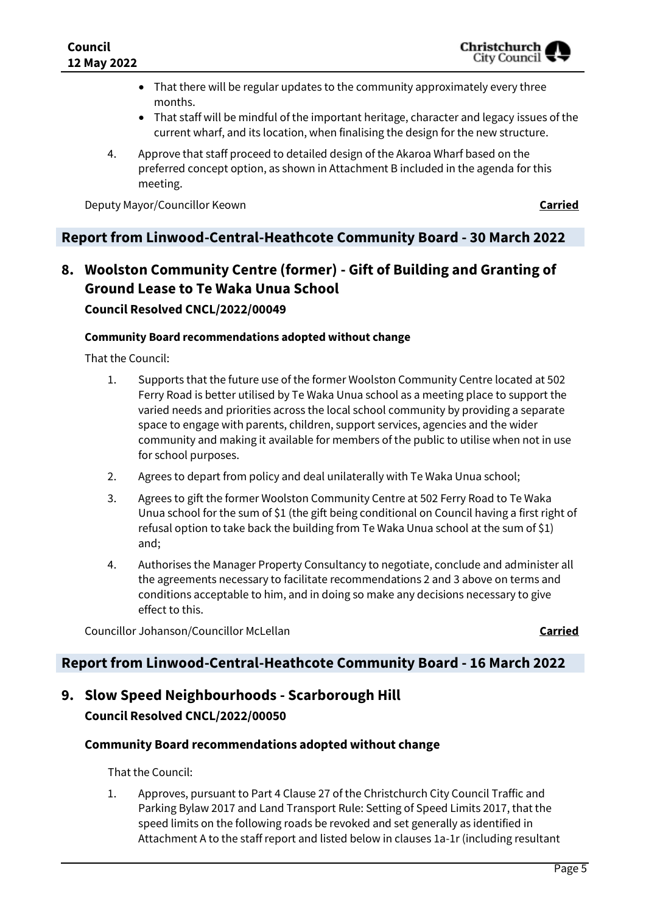- That there will be regular updates to the community approximately every three months.
- That staff will be mindful of the important heritage, character and legacy issues of the current wharf, and its location, when finalising the design for the new structure.

4. Approve that staff proceed to detailed design of the Akaroa Wharf based on the preferred concept option, as shown in Attachment B included in the agenda for this meeting.

Deputy Mayor/Councillor Keown **Carried**

## Report from Linwood-Central-Heathcote Community Board - 30 March 2022

## 8. Woolston Community Centre (former) - Gift of Building and Granting of Ground Lease to Te Waka Unua School

### Council Resolved CNCL/2022/00049

#### Community Board recommendations adopted without change

That the Council:

1. Supports that the future use of the former Woolston Community Centre located at 502 Ferry Road is better utilised by Te Waka Unua school as a meeting place to support the varied needs and priorities across the local school community by providing a separate space to engage with parents, children, support services, agencies and the wider community and making it available for members of the public to utilise when not in use for school purposes.
2. Agrees to depart from policy and deal unilaterally with Te Waka Unua school;
3. Agrees to gift the former Woolston Community Centre at 502 Ferry Road to Te Waka Unua school for the sum of $1 (the gift being conditional on Council having a first right of refusal option to take back the building from Te Waka Unua school at the sum of $1) and;
4. Authorises the Manager Property Consultancy to negotiate, conclude and administer all the agreements necessary to facilitate recommendations 2 and 3 above on terms and conditions acceptable to him, and in doing so make any decisions necessary to give effect to this.

Councillor Johanson/Councillor McLellan **Carried**

## Report from Linwood-Central-Heathcote Community Board - 16 March 2022

## 9. Slow Speed Neighbourhoods - Scarborough Hill

### Council Resolved CNCL/2022/00050

#### Community Board recommendations adopted without change

That the Council:

1. Approves, pursuant to Part 4 Clause 27 of the Christchurch City Council Traffic and Parking Bylaw 2017 and Land Transport Rule: Setting of Speed Limits 2017, that the speed limits on the following roads be revoked and set generally as identified in Attachment A to the staff report and listed below in clauses 1a-1r (including resultant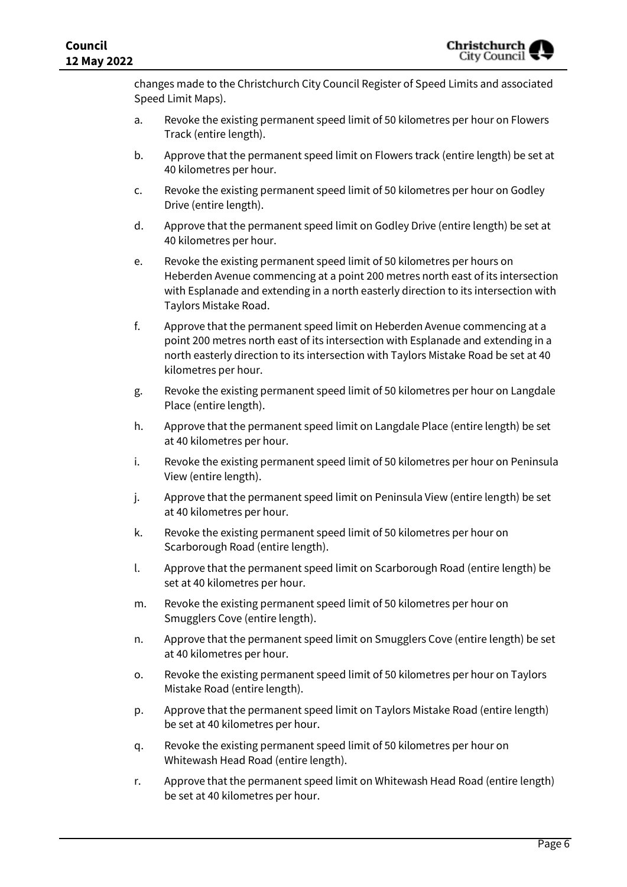changes made to the Christchurch City Council Register of Speed Limits and associated Speed Limit Maps).

a. Revoke the existing permanent speed limit of 50 kilometres per hour on Flowers Track (entire length).

b. Approve that the permanent speed limit on Flowers track (entire length) be set at 40 kilometres per hour.

c. Revoke the existing permanent speed limit of 50 kilometres per hour on Godley Drive (entire length).

d. Approve that the permanent speed limit on Godley Drive (entire length) be set at 40 kilometres per hour.

e. Revoke the existing permanent speed limit of 50 kilometres per hours on Heberden Avenue commencing at a point 200 metres north east of its intersection with Esplanade and extending in a north easterly direction to its intersection with Taylors Mistake Road.

f. Approve that the permanent speed limit on Heberden Avenue commencing at a point 200 metres north east of its intersection with Esplanade and extending in a north easterly direction to its intersection with Taylors Mistake Road be set at 40 kilometres per hour.

g. Revoke the existing permanent speed limit of 50 kilometres per hour on Langdale Place (entire length).

h. Approve that the permanent speed limit on Langdale Place (entire length) be set at 40 kilometres per hour.

i. Revoke the existing permanent speed limit of 50 kilometres per hour on Peninsula View (entire length).

j. Approve that the permanent speed limit on Peninsula View (entire length) be set at 40 kilometres per hour.

k. Revoke the existing permanent speed limit of 50 kilometres per hour on Scarborough Road (entire length).

l. Approve that the permanent speed limit on Scarborough Road (entire length) be set at 40 kilometres per hour.

m. Revoke the existing permanent speed limit of 50 kilometres per hour on Smugglers Cove (entire length).

n. Approve that the permanent speed limit on Smugglers Cove (entire length) be set at 40 kilometres per hour.

o. Revoke the existing permanent speed limit of 50 kilometres per hour on Taylors Mistake Road (entire length).

p. Approve that the permanent speed limit on Taylors Mistake Road (entire length) be set at 40 kilometres per hour.

q. Revoke the existing permanent speed limit of 50 kilometres per hour on Whitewash Head Road (entire length).

r. Approve that the permanent speed limit on Whitewash Head Road (entire length) be set at 40 kilometres per hour.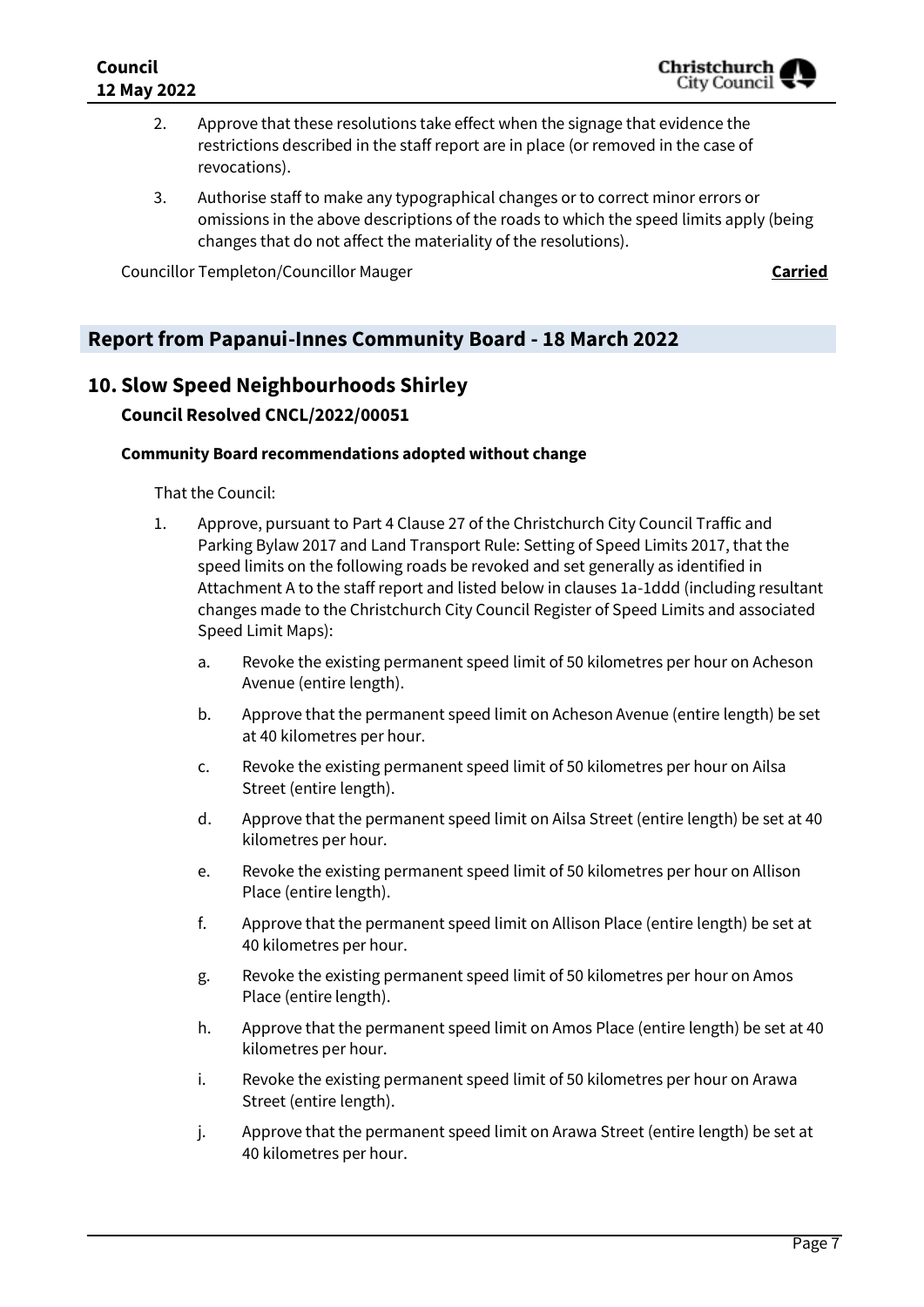2. Approve that these resolutions take effect when the signage that evidence the restrictions described in the staff report are in place (or removed in the case of revocations).

3. Authorise staff to make any typographical changes or to correct minor errors or omissions in the above descriptions of the roads to which the speed limits apply (being changes that do not affect the materiality of the resolutions).

Councillor Templeton/Councillor Mauger **Carried**

## Report from Papanui-Innes Community Board - 18 March 2022

## 10. Slow Speed Neighbourhoods Shirley

### Council Resolved CNCL/2022/00051

**Community Board recommendations adopted without change**

That the Council:

1. Approve, pursuant to Part 4 Clause 27 of the Christchurch City Council Traffic and Parking Bylaw 2017 and Land Transport Rule: Setting of Speed Limits 2017, that the speed limits on the following roads be revoked and set generally as identified in Attachment A to the staff report and listed below in clauses 1a-1ddd (including resultant changes made to the Christchurch City Council Register of Speed Limits and associated Speed Limit Maps):

   a. Revoke the existing permanent speed limit of 50 kilometres per hour on Acheson Avenue (entire length).

   b. Approve that the permanent speed limit on Acheson Avenue (entire length) be set at 40 kilometres per hour.

   c. Revoke the existing permanent speed limit of 50 kilometres per hour on Ailsa Street (entire length).

   d. Approve that the permanent speed limit on Ailsa Street (entire length) be set at 40 kilometres per hour.

   e. Revoke the existing permanent speed limit of 50 kilometres per hour on Allison Place (entire length).

   f. Approve that the permanent speed limit on Allison Place (entire length) be set at 40 kilometres per hour.

   g. Revoke the existing permanent speed limit of 50 kilometres per hour on Amos Place (entire length).

   h. Approve that the permanent speed limit on Amos Place (entire length) be set at 40 kilometres per hour.

   i. Revoke the existing permanent speed limit of 50 kilometres per hour on Arawa Street (entire length).

   j. Approve that the permanent speed limit on Arawa Street (entire length) be set at 40 kilometres per hour.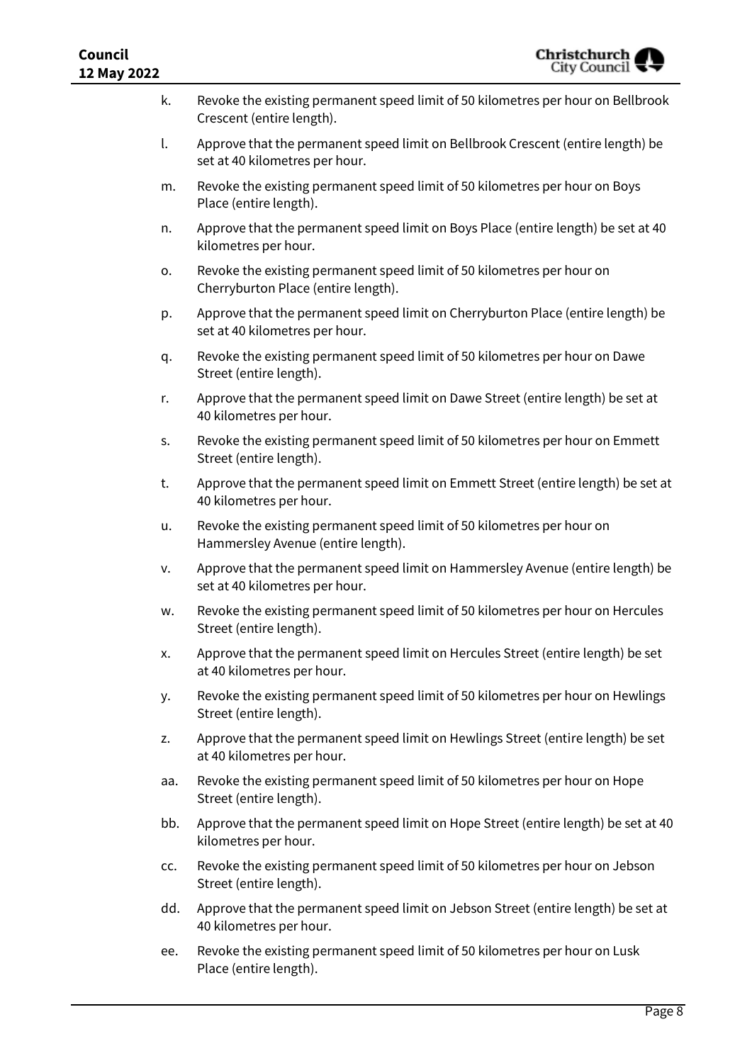k. Revoke the existing permanent speed limit of 50 kilometres per hour on Bellbrook Crescent (entire length).

l. Approve that the permanent speed limit on Bellbrook Crescent (entire length) be set at 40 kilometres per hour.

m. Revoke the existing permanent speed limit of 50 kilometres per hour on Boys Place (entire length).

n. Approve that the permanent speed limit on Boys Place (entire length) be set at 40 kilometres per hour.

o. Revoke the existing permanent speed limit of 50 kilometres per hour on Cherryburton Place (entire length).

p. Approve that the permanent speed limit on Cherryburton Place (entire length) be set at 40 kilometres per hour.

q. Revoke the existing permanent speed limit of 50 kilometres per hour on Dawe Street (entire length).

r. Approve that the permanent speed limit on Dawe Street (entire length) be set at 40 kilometres per hour.

s. Revoke the existing permanent speed limit of 50 kilometres per hour on Emmett Street (entire length).

t. Approve that the permanent speed limit on Emmett Street (entire length) be set at 40 kilometres per hour.

u. Revoke the existing permanent speed limit of 50 kilometres per hour on Hammersley Avenue (entire length).

v. Approve that the permanent speed limit on Hammersley Avenue (entire length) be set at 40 kilometres per hour.

w. Revoke the existing permanent speed limit of 50 kilometres per hour on Hercules Street (entire length).

x. Approve that the permanent speed limit on Hercules Street (entire length) be set at 40 kilometres per hour.

y. Revoke the existing permanent speed limit of 50 kilometres per hour on Hewlings Street (entire length).

z. Approve that the permanent speed limit on Hewlings Street (entire length) be set at 40 kilometres per hour.

aa. Revoke the existing permanent speed limit of 50 kilometres per hour on Hope Street (entire length).

bb. Approve that the permanent speed limit on Hope Street (entire length) be set at 40 kilometres per hour.

cc. Revoke the existing permanent speed limit of 50 kilometres per hour on Jebson Street (entire length).

dd. Approve that the permanent speed limit on Jebson Street (entire length) be set at 40 kilometres per hour.

ee. Revoke the existing permanent speed limit of 50 kilometres per hour on Lusk Place (entire length).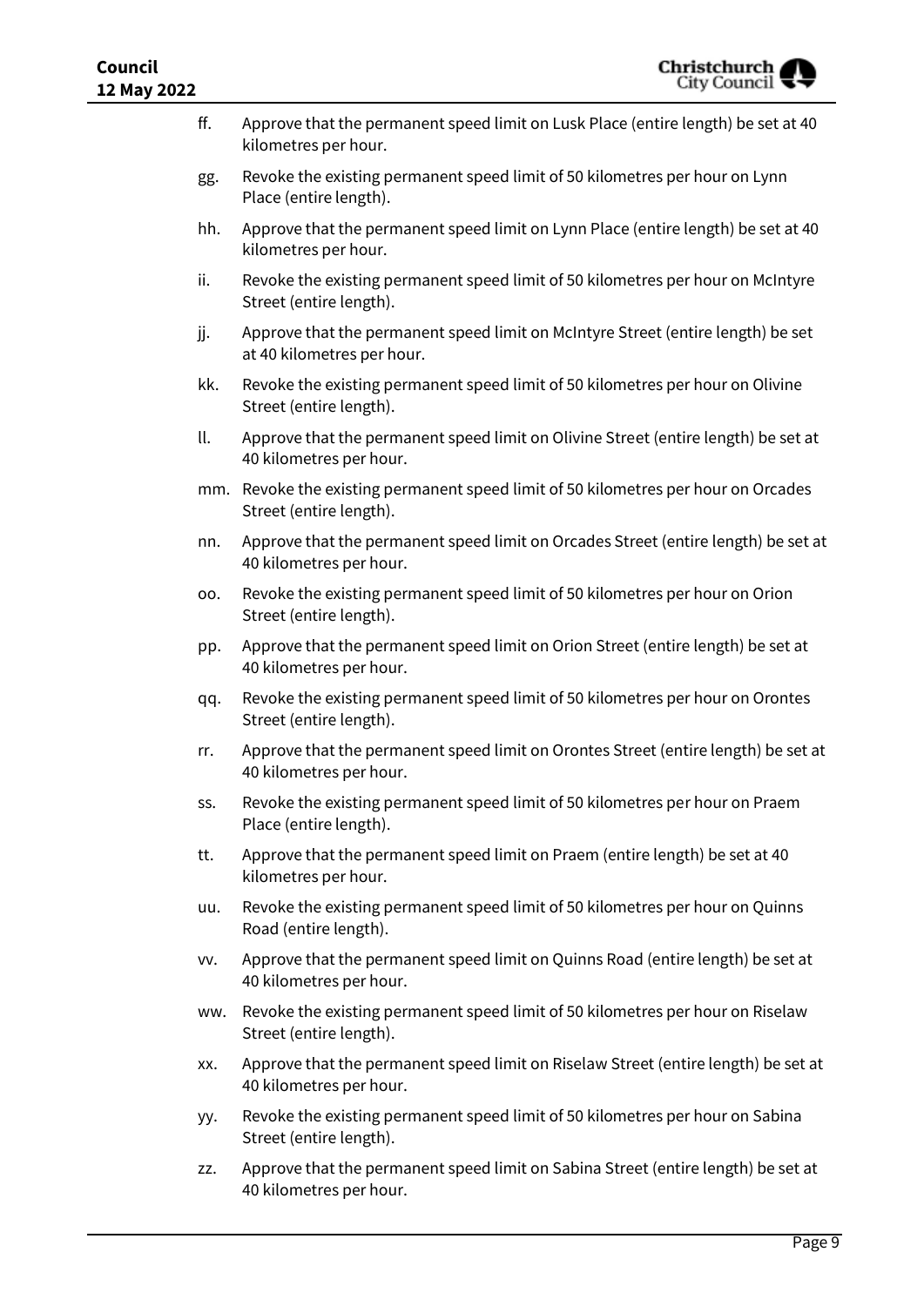ff. Approve that the permanent speed limit on Lusk Place (entire length) be set at 40 kilometres per hour.

gg. Revoke the existing permanent speed limit of 50 kilometres per hour on Lynn Place (entire length).

hh. Approve that the permanent speed limit on Lynn Place (entire length) be set at 40 kilometres per hour.

ii. Revoke the existing permanent speed limit of 50 kilometres per hour on McIntyre Street (entire length).

jj. Approve that the permanent speed limit on McIntyre Street (entire length) be set at 40 kilometres per hour.

kk. Revoke the existing permanent speed limit of 50 kilometres per hour on Olivine Street (entire length).

ll. Approve that the permanent speed limit on Olivine Street (entire length) be set at 40 kilometres per hour.

mm. Revoke the existing permanent speed limit of 50 kilometres per hour on Orcades Street (entire length).

nn. Approve that the permanent speed limit on Orcades Street (entire length) be set at 40 kilometres per hour.

oo. Revoke the existing permanent speed limit of 50 kilometres per hour on Orion Street (entire length).

pp. Approve that the permanent speed limit on Orion Street (entire length) be set at 40 kilometres per hour.

qq. Revoke the existing permanent speed limit of 50 kilometres per hour on Orontes Street (entire length).

rr. Approve that the permanent speed limit on Orontes Street (entire length) be set at 40 kilometres per hour.

ss. Revoke the existing permanent speed limit of 50 kilometres per hour on Praem Place (entire length).

tt. Approve that the permanent speed limit on Praem (entire length) be set at 40 kilometres per hour.

uu. Revoke the existing permanent speed limit of 50 kilometres per hour on Quinns Road (entire length).

vv. Approve that the permanent speed limit on Quinns Road (entire length) be set at 40 kilometres per hour.

ww. Revoke the existing permanent speed limit of 50 kilometres per hour on Riselaw Street (entire length).

xx. Approve that the permanent speed limit on Riselaw Street (entire length) be set at 40 kilometres per hour.

yy. Revoke the existing permanent speed limit of 50 kilometres per hour on Sabina Street (entire length).

zz. Approve that the permanent speed limit on Sabina Street (entire length) be set at 40 kilometres per hour.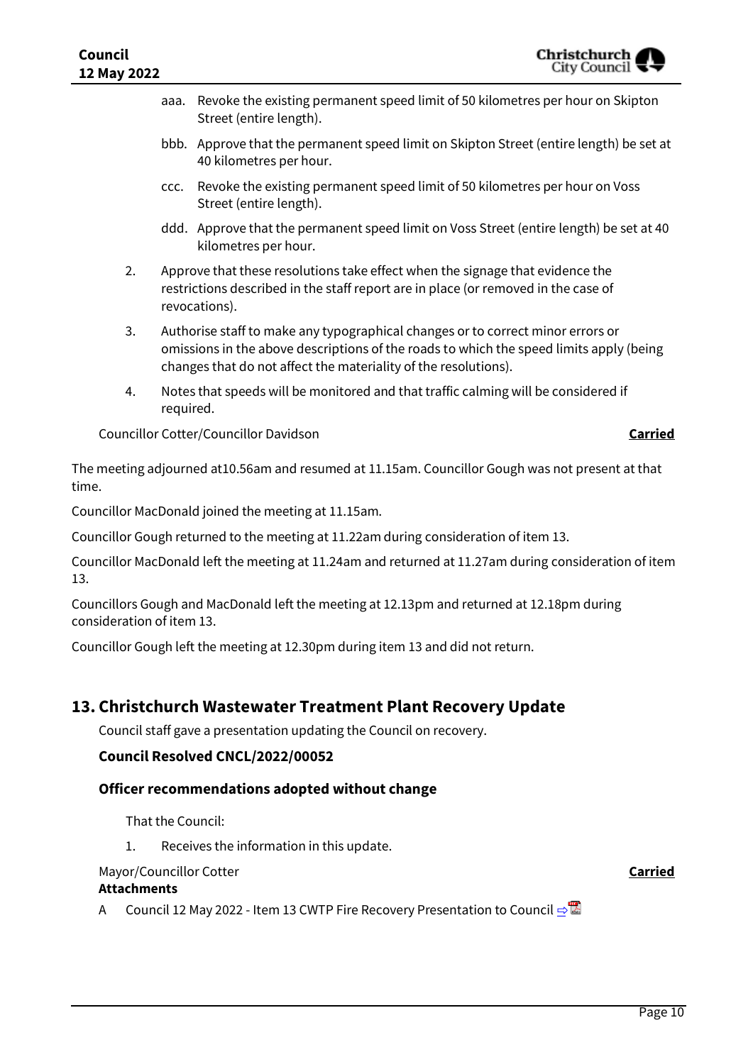aaa. Revoke the existing permanent speed limit of 50 kilometres per hour on Skipton Street (entire length).

bbb. Approve that the permanent speed limit on Skipton Street (entire length) be set at 40 kilometres per hour.

ccc. Revoke the existing permanent speed limit of 50 kilometres per hour on Voss Street (entire length).

ddd. Approve that the permanent speed limit on Voss Street (entire length) be set at 40 kilometres per hour.

2. Approve that these resolutions take effect when the signage that evidence the restrictions described in the staff report are in place (or removed in the case of revocations).

3. Authorise staff to make any typographical changes or to correct minor errors or omissions in the above descriptions of the roads to which the speed limits apply (being changes that do not affect the materiality of the resolutions).

4. Notes that speeds will be monitored and that traffic calming will be considered if required.

Councillor Cotter/Councillor Davidson **Carried**

The meeting adjourned at10.56am and resumed at 11.15am. Councillor Gough was not present at that time.

Councillor MacDonald joined the meeting at 11.15am.

Councillor Gough returned to the meeting at 11.22am during consideration of item 13.

Councillor MacDonald left the meeting at 11.24am and returned at 11.27am during consideration of item 13.

Councillors Gough and MacDonald left the meeting at 12.13pm and returned at 12.18pm during consideration of item 13.

Councillor Gough left the meeting at 12.30pm during item 13 and did not return.

## 13. Christchurch Wastewater Treatment Plant Recovery Update

Council staff gave a presentation updating the Council on recovery.

### Council Resolved CNCL/2022/00052

### Officer recommendations adopted without change

That the Council:

1. Receives the information in this update.

Mayor/Councillor Cotter **Carried**

**Attachments**

A Council 12 May 2022 - Item 13 CWTP Fire Recovery Presentation to Council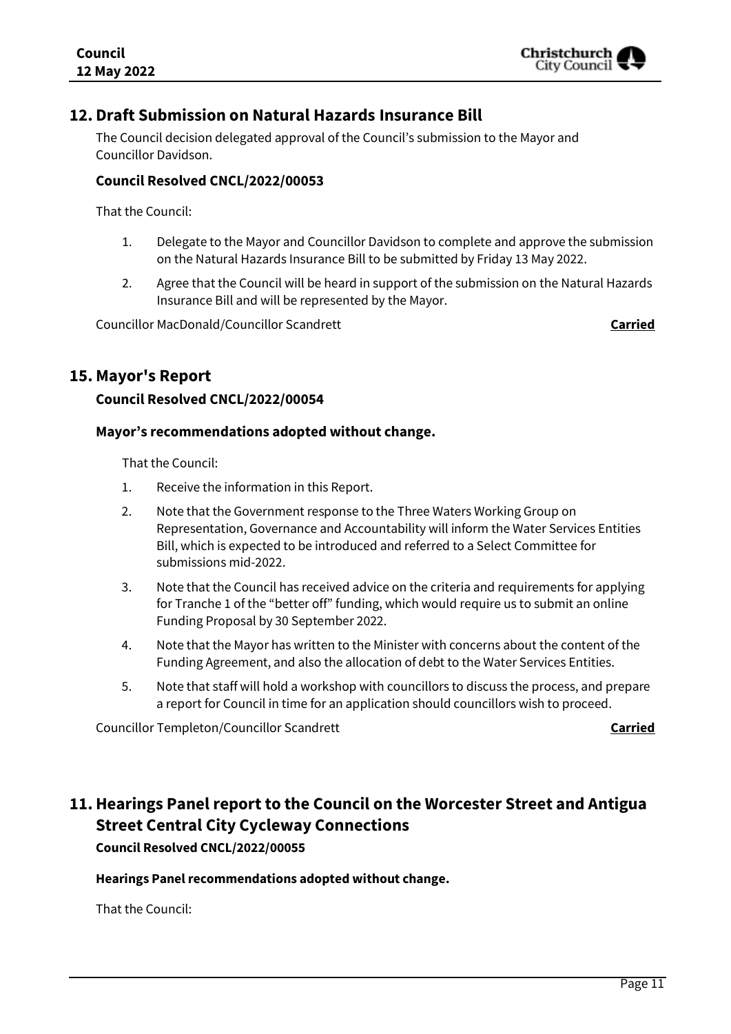## 12. Draft Submission on Natural Hazards Insurance Bill

The Council decision delegated approval of the Council's submission to the Mayor and Councillor Davidson.

**Council Resolved CNCL/2022/00053**

That the Council:

1. Delegate to the Mayor and Councillor Davidson to complete and approve the submission on the Natural Hazards Insurance Bill to be submitted by Friday 13 May 2022.
2. Agree that the Council will be heard in support of the submission on the Natural Hazards Insurance Bill and will be represented by the Mayor.

Councillor MacDonald/Councillor Scandrett **Carried**

## 15. Mayor's Report

**Council Resolved CNCL/2022/00054**

**Mayor's recommendations adopted without change.**

That the Council:

1. Receive the information in this Report.
2. Note that the Government response to the Three Waters Working Group on Representation, Governance and Accountability will inform the Water Services Entities Bill, which is expected to be introduced and referred to a Select Committee for submissions mid-2022.
3. Note that the Council has received advice on the criteria and requirements for applying for Tranche 1 of the "better off" funding, which would require us to submit an online Funding Proposal by 30 September 2022.
4. Note that the Mayor has written to the Minister with concerns about the content of the Funding Agreement, and also the allocation of debt to the Water Services Entities.
5. Note that staff will hold a workshop with councillors to discuss the process, and prepare a report for Council in time for an application should councillors wish to proceed.

Councillor Templeton/Councillor Scandrett **Carried**

## 11. Hearings Panel report to the Council on the Worcester Street and Antigua Street Central City Cycleway Connections

**Council Resolved CNCL/2022/00055**

**Hearings Panel recommendations adopted without change.**

That the Council: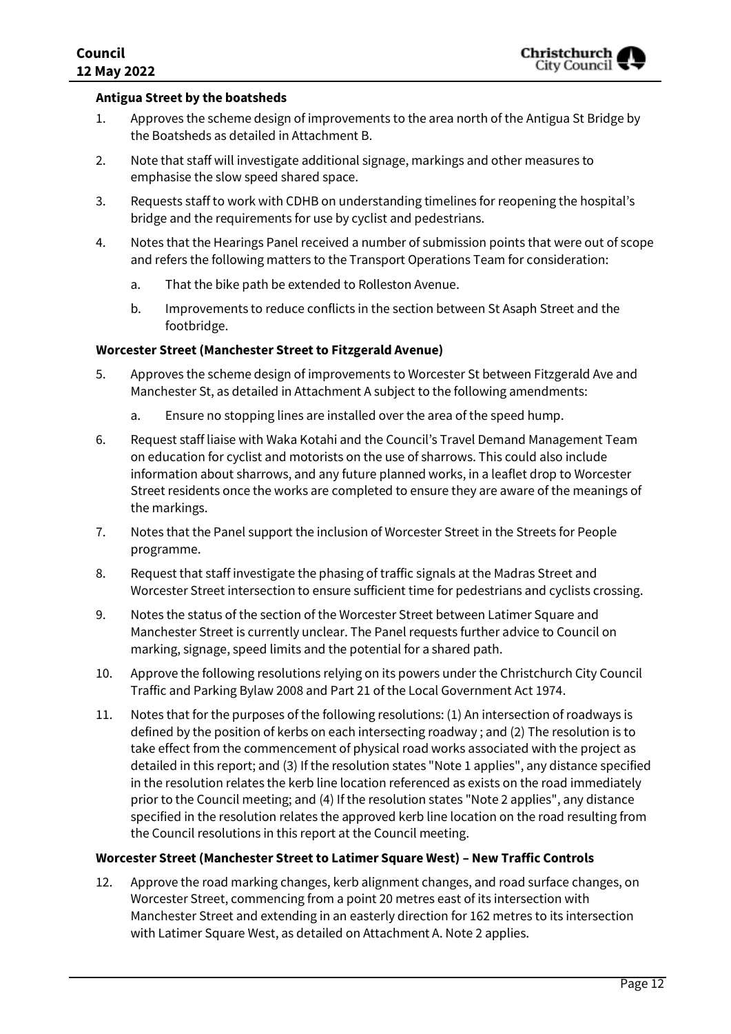**Antigua Street by the boatsheds**

1. Approves the scheme design of improvements to the area north of the Antigua St Bridge by the Boatsheds as detailed in Attachment B.
2. Note that staff will investigate additional signage, markings and other measures to emphasise the slow speed shared space.
3. Requests staff to work with CDHB on understanding timelines for reopening the hospital's bridge and the requirements for use by cyclist and pedestrians.
4. Notes that the Hearings Panel received a number of submission points that were out of scope and refers the following matters to the Transport Operations Team for consideration:
    a. That the bike path be extended to Rolleston Avenue.
    b. Improvements to reduce conflicts in the section between St Asaph Street and the footbridge.

**Worcester Street (Manchester Street to Fitzgerald Avenue)**

5. Approves the scheme design of improvements to Worcester St between Fitzgerald Ave and Manchester St, as detailed in Attachment A subject to the following amendments:
    a. Ensure no stopping lines are installed over the area of the speed hump.
6. Request staff liaise with Waka Kotahi and the Council's Travel Demand Management Team on education for cyclist and motorists on the use of sharrows. This could also include information about sharrows, and any future planned works, in a leaflet drop to Worcester Street residents once the works are completed to ensure they are aware of the meanings of the markings.
7. Notes that the Panel support the inclusion of Worcester Street in the Streets for People programme.
8. Request that staff investigate the phasing of traffic signals at the Madras Street and Worcester Street intersection to ensure sufficient time for pedestrians and cyclists crossing.
9. Notes the status of the section of the Worcester Street between Latimer Square and Manchester Street is currently unclear. The Panel requests further advice to Council on marking, signage, speed limits and the potential for a shared path.
10. Approve the following resolutions relying on its powers under the Christchurch City Council Traffic and Parking Bylaw 2008 and Part 21 of the Local Government Act 1974.
11. Notes that for the purposes of the following resolutions: (1) An intersection of roadways is defined by the position of kerbs on each intersecting roadway ; and (2) The resolution is to take effect from the commencement of physical road works associated with the project as detailed in this report; and (3) If the resolution states "Note 1 applies", any distance specified in the resolution relates the kerb line location referenced as exists on the road immediately prior to the Council meeting; and (4) If the resolution states "Note 2 applies", any distance specified in the resolution relates the approved kerb line location on the road resulting from the Council resolutions in this report at the Council meeting.

**Worcester Street (Manchester Street to Latimer Square West) – New Traffic Controls**

12. Approve the road marking changes, kerb alignment changes, and road surface changes, on Worcester Street, commencing from a point 20 metres east of its intersection with Manchester Street and extending in an easterly direction for 162 metres to its intersection with Latimer Square West, as detailed on Attachment A. Note 2 applies.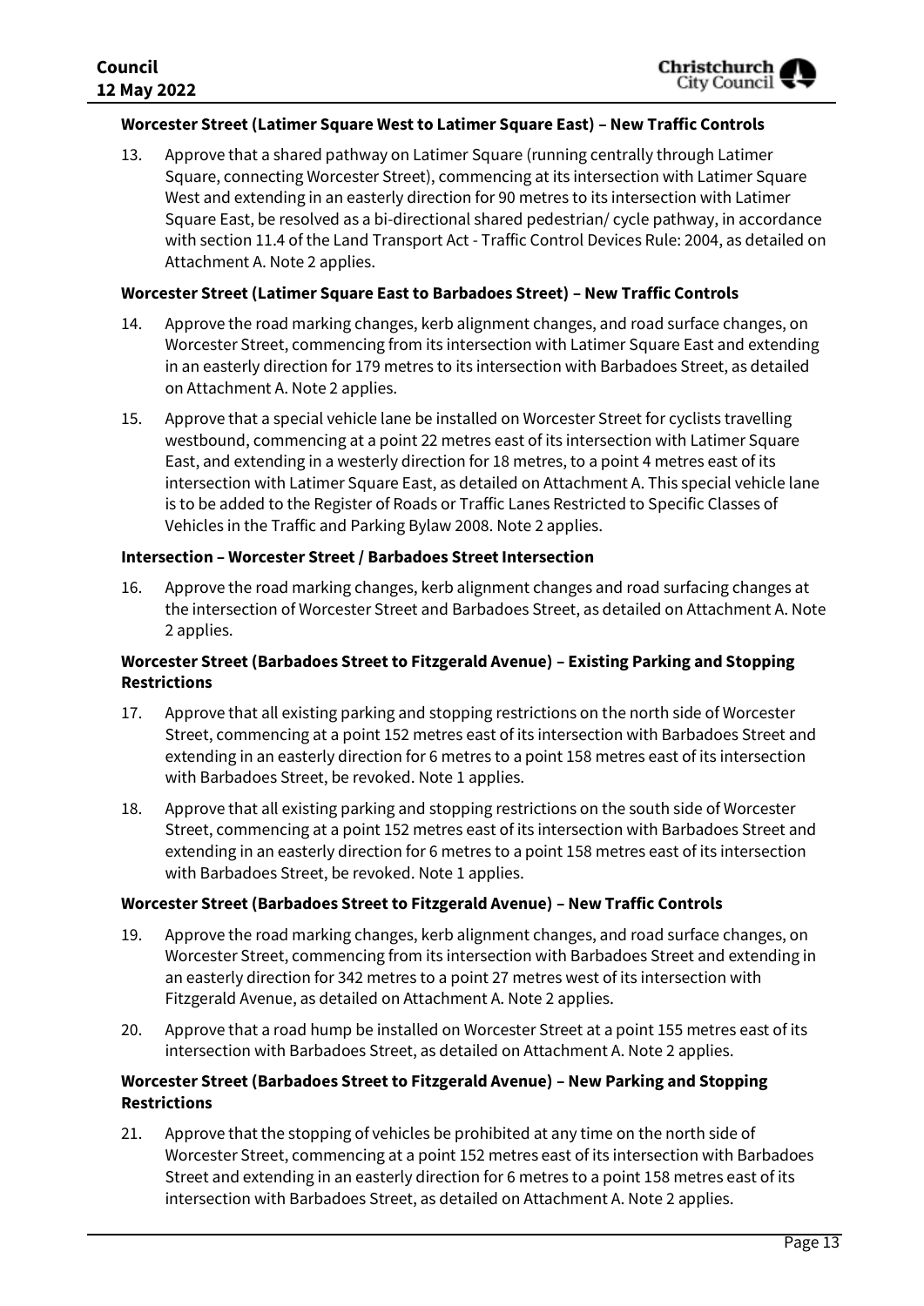**Worcester Street (Latimer Square West to Latimer Square East) – New Traffic Controls**

13. Approve that a shared pathway on Latimer Square (running centrally through Latimer Square, connecting Worcester Street), commencing at its intersection with Latimer Square West and extending in an easterly direction for 90 metres to its intersection with Latimer Square East, be resolved as a bi-directional shared pedestrian/ cycle pathway, in accordance with section 11.4 of the Land Transport Act - Traffic Control Devices Rule: 2004, as detailed on Attachment A. Note 2 applies.

**Worcester Street (Latimer Square East to Barbadoes Street) – New Traffic Controls**

14. Approve the road marking changes, kerb alignment changes, and road surface changes, on Worcester Street, commencing from its intersection with Latimer Square East and extending in an easterly direction for 179 metres to its intersection with Barbadoes Street, as detailed on Attachment A. Note 2 applies.

15. Approve that a special vehicle lane be installed on Worcester Street for cyclists travelling westbound, commencing at a point 22 metres east of its intersection with Latimer Square East, and extending in a westerly direction for 18 metres, to a point 4 metres east of its intersection with Latimer Square East, as detailed on Attachment A. This special vehicle lane is to be added to the Register of Roads or Traffic Lanes Restricted to Specific Classes of Vehicles in the Traffic and Parking Bylaw 2008. Note 2 applies.

**Intersection – Worcester Street / Barbadoes Street Intersection**

16. Approve the road marking changes, kerb alignment changes and road surfacing changes at the intersection of Worcester Street and Barbadoes Street, as detailed on Attachment A. Note 2 applies.

**Worcester Street (Barbadoes Street to Fitzgerald Avenue) – Existing Parking and Stopping Restrictions**

17. Approve that all existing parking and stopping restrictions on the north side of Worcester Street, commencing at a point 152 metres east of its intersection with Barbadoes Street and extending in an easterly direction for 6 metres to a point 158 metres east of its intersection with Barbadoes Street, be revoked. Note 1 applies.

18. Approve that all existing parking and stopping restrictions on the south side of Worcester Street, commencing at a point 152 metres east of its intersection with Barbadoes Street and extending in an easterly direction for 6 metres to a point 158 metres east of its intersection with Barbadoes Street, be revoked. Note 1 applies.

**Worcester Street (Barbadoes Street to Fitzgerald Avenue) – New Traffic Controls**

19. Approve the road marking changes, kerb alignment changes, and road surface changes, on Worcester Street, commencing from its intersection with Barbadoes Street and extending in an easterly direction for 342 metres to a point 27 metres west of its intersection with Fitzgerald Avenue, as detailed on Attachment A. Note 2 applies.

20. Approve that a road hump be installed on Worcester Street at a point 155 metres east of its intersection with Barbadoes Street, as detailed on Attachment A. Note 2 applies.

**Worcester Street (Barbadoes Street to Fitzgerald Avenue) – New Parking and Stopping Restrictions**

21. Approve that the stopping of vehicles be prohibited at any time on the north side of Worcester Street, commencing at a point 152 metres east of its intersection with Barbadoes Street and extending in an easterly direction for 6 metres to a point 158 metres east of its intersection with Barbadoes Street, as detailed on Attachment A. Note 2 applies.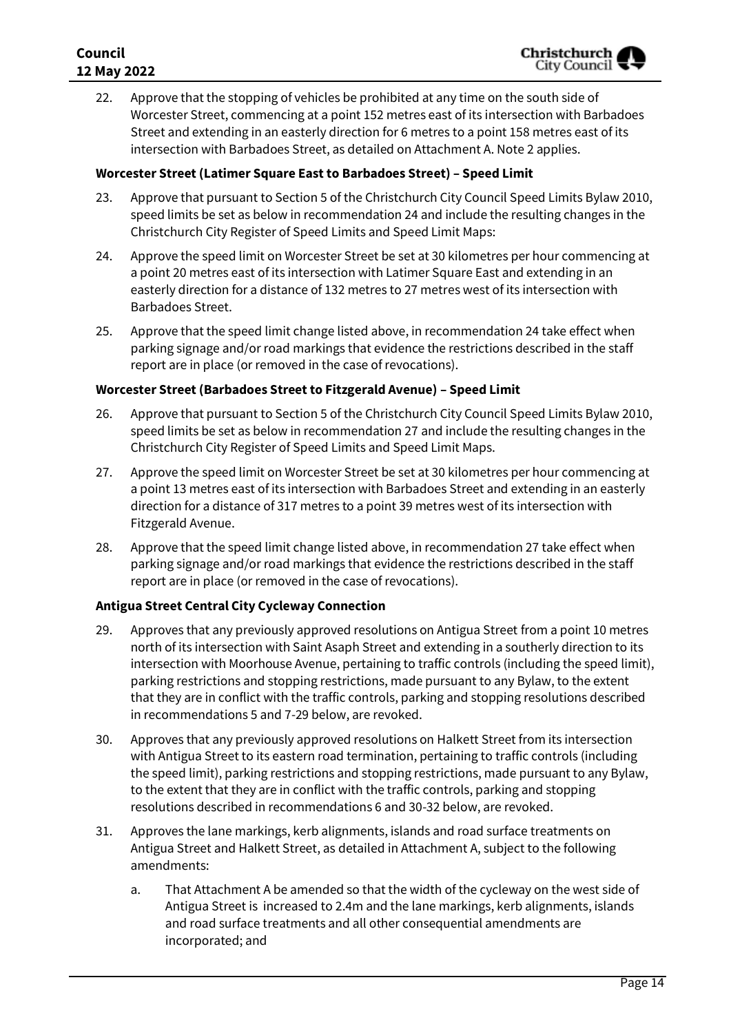22. Approve that the stopping of vehicles be prohibited at any time on the south side of Worcester Street, commencing at a point 152 metres east of its intersection with Barbadoes Street and extending in an easterly direction for 6 metres to a point 158 metres east of its intersection with Barbadoes Street, as detailed on Attachment A. Note 2 applies.

**Worcester Street (Latimer Square East to Barbadoes Street) – Speed Limit**

23. Approve that pursuant to Section 5 of the Christchurch City Council Speed Limits Bylaw 2010, speed limits be set as below in recommendation 24 and include the resulting changes in the Christchurch City Register of Speed Limits and Speed Limit Maps:

24. Approve the speed limit on Worcester Street be set at 30 kilometres per hour commencing at a point 20 metres east of its intersection with Latimer Square East and extending in an easterly direction for a distance of 132 metres to 27 metres west of its intersection with Barbadoes Street.

25. Approve that the speed limit change listed above, in recommendation 24 take effect when parking signage and/or road markings that evidence the restrictions described in the staff report are in place (or removed in the case of revocations).

**Worcester Street (Barbadoes Street to Fitzgerald Avenue) – Speed Limit**

26. Approve that pursuant to Section 5 of the Christchurch City Council Speed Limits Bylaw 2010, speed limits be set as below in recommendation 27 and include the resulting changes in the Christchurch City Register of Speed Limits and Speed Limit Maps.

27. Approve the speed limit on Worcester Street be set at 30 kilometres per hour commencing at a point 13 metres east of its intersection with Barbadoes Street and extending in an easterly direction for a distance of 317 metres to a point 39 metres west of its intersection with Fitzgerald Avenue.

28. Approve that the speed limit change listed above, in recommendation 27 take effect when parking signage and/or road markings that evidence the restrictions described in the staff report are in place (or removed in the case of revocations).

**Antigua Street Central City Cycleway Connection**

29. Approves that any previously approved resolutions on Antigua Street from a point 10 metres north of its intersection with Saint Asaph Street and extending in a southerly direction to its intersection with Moorhouse Avenue, pertaining to traffic controls (including the speed limit), parking restrictions and stopping restrictions, made pursuant to any Bylaw, to the extent that they are in conflict with the traffic controls, parking and stopping resolutions described in recommendations 5 and 7-29 below, are revoked.

30. Approves that any previously approved resolutions on Halkett Street from its intersection with Antigua Street to its eastern road termination, pertaining to traffic controls (including the speed limit), parking restrictions and stopping restrictions, made pursuant to any Bylaw, to the extent that they are in conflict with the traffic controls, parking and stopping resolutions described in recommendations 6 and 30-32 below, are revoked.

31. Approves the lane markings, kerb alignments, islands and road surface treatments on Antigua Street and Halkett Street, as detailed in Attachment A, subject to the following amendments:

    a. That Attachment A be amended so that the width of the cycleway on the west side of Antigua Street is increased to 2.4m and the lane markings, kerb alignments, islands and road surface treatments and all other consequential amendments are incorporated; and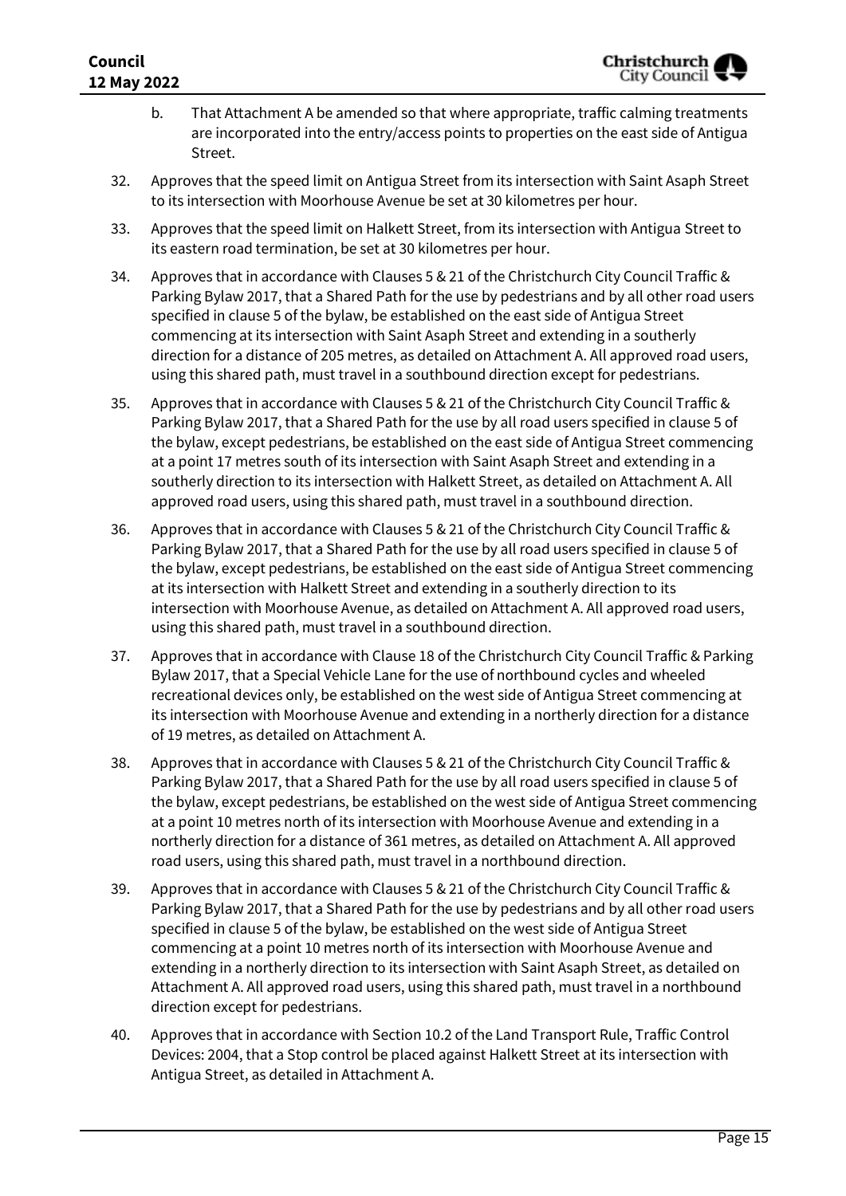b. That Attachment A be amended so that where appropriate, traffic calming treatments are incorporated into the entry/access points to properties on the east side of Antigua Street.

32. Approves that the speed limit on Antigua Street from its intersection with Saint Asaph Street to its intersection with Moorhouse Avenue be set at 30 kilometres per hour.

33. Approves that the speed limit on Halkett Street, from its intersection with Antigua Street to its eastern road termination, be set at 30 kilometres per hour.

34. Approves that in accordance with Clauses 5 & 21 of the Christchurch City Council Traffic & Parking Bylaw 2017, that a Shared Path for the use by pedestrians and by all other road users specified in clause 5 of the bylaw, be established on the east side of Antigua Street commencing at its intersection with Saint Asaph Street and extending in a southerly direction for a distance of 205 metres, as detailed on Attachment A. All approved road users, using this shared path, must travel in a southbound direction except for pedestrians.

35. Approves that in accordance with Clauses 5 & 21 of the Christchurch City Council Traffic & Parking Bylaw 2017, that a Shared Path for the use by all road users specified in clause 5 of the bylaw, except pedestrians, be established on the east side of Antigua Street commencing at a point 17 metres south of its intersection with Saint Asaph Street and extending in a southerly direction to its intersection with Halkett Street, as detailed on Attachment A. All approved road users, using this shared path, must travel in a southbound direction.

36. Approves that in accordance with Clauses 5 & 21 of the Christchurch City Council Traffic & Parking Bylaw 2017, that a Shared Path for the use by all road users specified in clause 5 of the bylaw, except pedestrians, be established on the east side of Antigua Street commencing at its intersection with Halkett Street and extending in a southerly direction to its intersection with Moorhouse Avenue, as detailed on Attachment A. All approved road users, using this shared path, must travel in a southbound direction.

37. Approves that in accordance with Clause 18 of the Christchurch City Council Traffic & Parking Bylaw 2017, that a Special Vehicle Lane for the use of northbound cycles and wheeled recreational devices only, be established on the west side of Antigua Street commencing at its intersection with Moorhouse Avenue and extending in a northerly direction for a distance of 19 metres, as detailed on Attachment A.

38. Approves that in accordance with Clauses 5 & 21 of the Christchurch City Council Traffic & Parking Bylaw 2017, that a Shared Path for the use by all road users specified in clause 5 of the bylaw, except pedestrians, be established on the west side of Antigua Street commencing at a point 10 metres north of its intersection with Moorhouse Avenue and extending in a northerly direction for a distance of 361 metres, as detailed on Attachment A. All approved road users, using this shared path, must travel in a northbound direction.

39. Approves that in accordance with Clauses 5 & 21 of the Christchurch City Council Traffic & Parking Bylaw 2017, that a Shared Path for the use by pedestrians and by all other road users specified in clause 5 of the bylaw, be established on the west side of Antigua Street commencing at a point 10 metres north of its intersection with Moorhouse Avenue and extending in a northerly direction to its intersection with Saint Asaph Street, as detailed on Attachment A. All approved road users, using this shared path, must travel in a northbound direction except for pedestrians.

40. Approves that in accordance with Section 10.2 of the Land Transport Rule, Traffic Control Devices: 2004, that a Stop control be placed against Halkett Street at its intersection with Antigua Street, as detailed in Attachment A.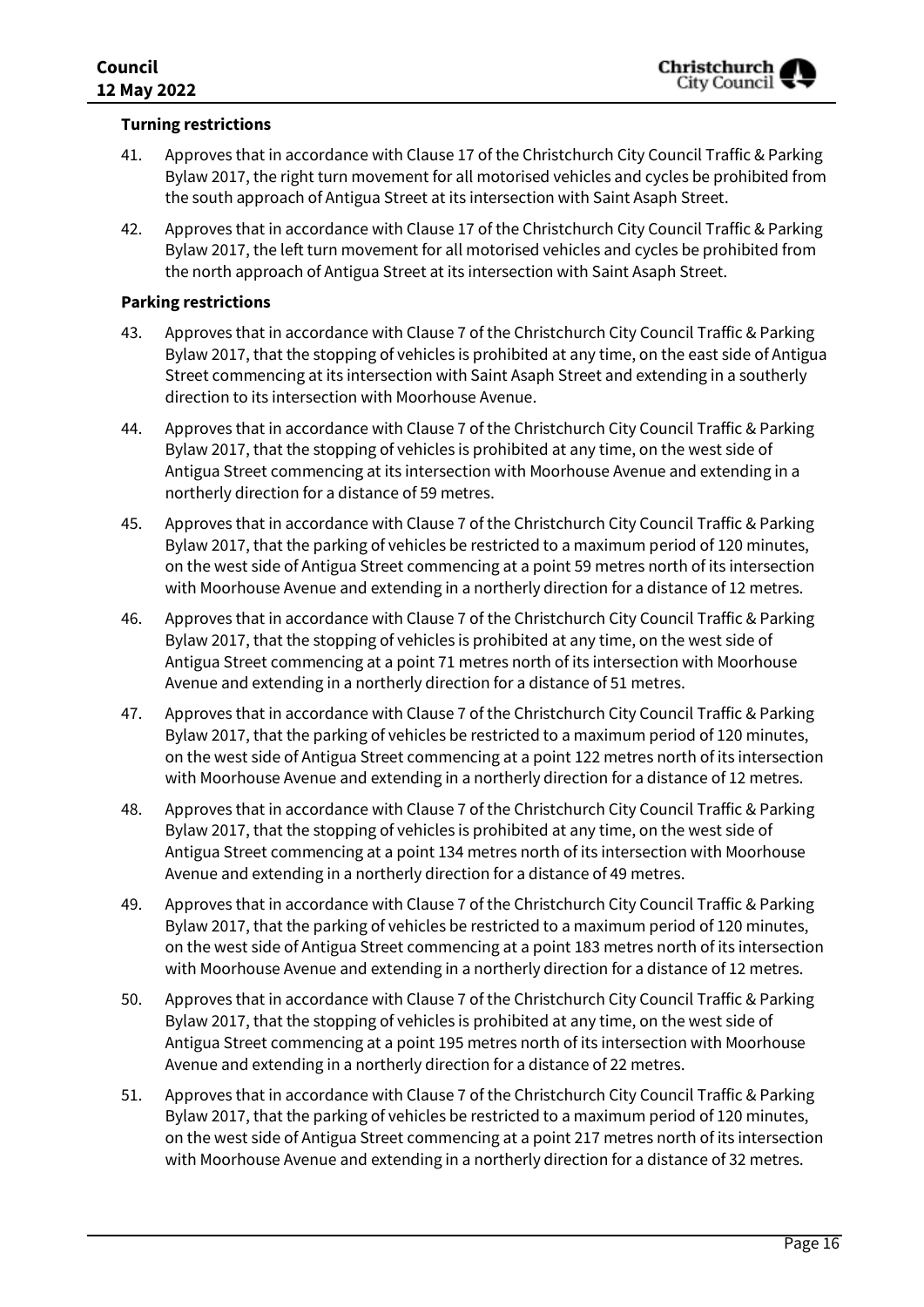**Turning restrictions**

41. Approves that in accordance with Clause 17 of the Christchurch City Council Traffic & Parking Bylaw 2017, the right turn movement for all motorised vehicles and cycles be prohibited from the south approach of Antigua Street at its intersection with Saint Asaph Street.

42. Approves that in accordance with Clause 17 of the Christchurch City Council Traffic & Parking Bylaw 2017, the left turn movement for all motorised vehicles and cycles be prohibited from the north approach of Antigua Street at its intersection with Saint Asaph Street.

**Parking restrictions**

43. Approves that in accordance with Clause 7 of the Christchurch City Council Traffic & Parking Bylaw 2017, that the stopping of vehicles is prohibited at any time, on the east side of Antigua Street commencing at its intersection with Saint Asaph Street and extending in a southerly direction to its intersection with Moorhouse Avenue.

44. Approves that in accordance with Clause 7 of the Christchurch City Council Traffic & Parking Bylaw 2017, that the stopping of vehicles is prohibited at any time, on the west side of Antigua Street commencing at its intersection with Moorhouse Avenue and extending in a northerly direction for a distance of 59 metres.

45. Approves that in accordance with Clause 7 of the Christchurch City Council Traffic & Parking Bylaw 2017, that the parking of vehicles be restricted to a maximum period of 120 minutes, on the west side of Antigua Street commencing at a point 59 metres north of its intersection with Moorhouse Avenue and extending in a northerly direction for a distance of 12 metres.

46. Approves that in accordance with Clause 7 of the Christchurch City Council Traffic & Parking Bylaw 2017, that the stopping of vehicles is prohibited at any time, on the west side of Antigua Street commencing at a point 71 metres north of its intersection with Moorhouse Avenue and extending in a northerly direction for a distance of 51 metres.

47. Approves that in accordance with Clause 7 of the Christchurch City Council Traffic & Parking Bylaw 2017, that the parking of vehicles be restricted to a maximum period of 120 minutes, on the west side of Antigua Street commencing at a point 122 metres north of its intersection with Moorhouse Avenue and extending in a northerly direction for a distance of 12 metres.

48. Approves that in accordance with Clause 7 of the Christchurch City Council Traffic & Parking Bylaw 2017, that the stopping of vehicles is prohibited at any time, on the west side of Antigua Street commencing at a point 134 metres north of its intersection with Moorhouse Avenue and extending in a northerly direction for a distance of 49 metres.

49. Approves that in accordance with Clause 7 of the Christchurch City Council Traffic & Parking Bylaw 2017, that the parking of vehicles be restricted to a maximum period of 120 minutes, on the west side of Antigua Street commencing at a point 183 metres north of its intersection with Moorhouse Avenue and extending in a northerly direction for a distance of 12 metres.

50. Approves that in accordance with Clause 7 of the Christchurch City Council Traffic & Parking Bylaw 2017, that the stopping of vehicles is prohibited at any time, on the west side of Antigua Street commencing at a point 195 metres north of its intersection with Moorhouse Avenue and extending in a northerly direction for a distance of 22 metres.

51. Approves that in accordance with Clause 7 of the Christchurch City Council Traffic & Parking Bylaw 2017, that the parking of vehicles be restricted to a maximum period of 120 minutes, on the west side of Antigua Street commencing at a point 217 metres north of its intersection with Moorhouse Avenue and extending in a northerly direction for a distance of 32 metres.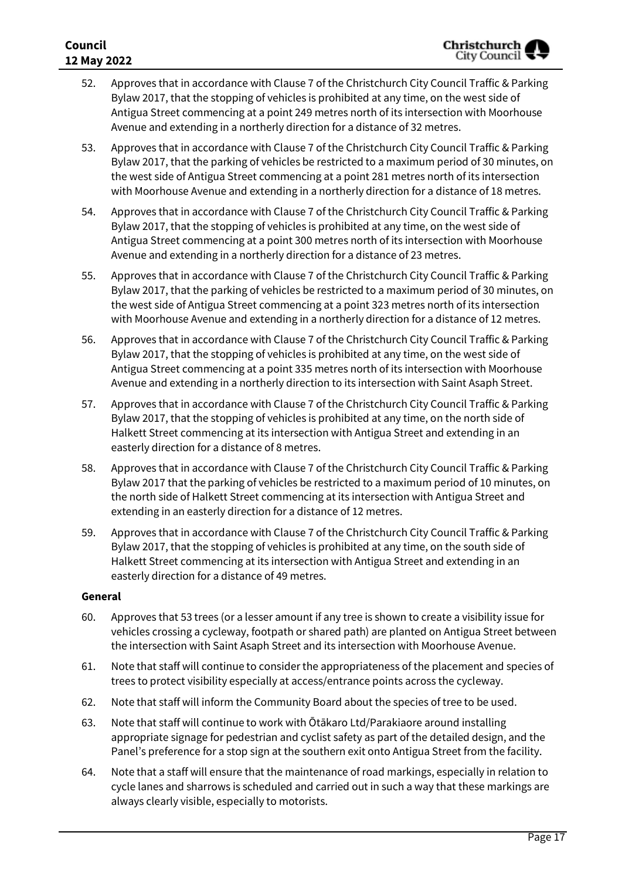52. Approves that in accordance with Clause 7 of the Christchurch City Council Traffic & Parking Bylaw 2017, that the stopping of vehicles is prohibited at any time, on the west side of Antigua Street commencing at a point 249 metres north of its intersection with Moorhouse Avenue and extending in a northerly direction for a distance of 32 metres.

53. Approves that in accordance with Clause 7 of the Christchurch City Council Traffic & Parking Bylaw 2017, that the parking of vehicles be restricted to a maximum period of 30 minutes, on the west side of Antigua Street commencing at a point 281 metres north of its intersection with Moorhouse Avenue and extending in a northerly direction for a distance of 18 metres.

54. Approves that in accordance with Clause 7 of the Christchurch City Council Traffic & Parking Bylaw 2017, that the stopping of vehicles is prohibited at any time, on the west side of Antigua Street commencing at a point 300 metres north of its intersection with Moorhouse Avenue and extending in a northerly direction for a distance of 23 metres.

55. Approves that in accordance with Clause 7 of the Christchurch City Council Traffic & Parking Bylaw 2017, that the parking of vehicles be restricted to a maximum period of 30 minutes, on the west side of Antigua Street commencing at a point 323 metres north of its intersection with Moorhouse Avenue and extending in a northerly direction for a distance of 12 metres.

56. Approves that in accordance with Clause 7 of the Christchurch City Council Traffic & Parking Bylaw 2017, that the stopping of vehicles is prohibited at any time, on the west side of Antigua Street commencing at a point 335 metres north of its intersection with Moorhouse Avenue and extending in a northerly direction to its intersection with Saint Asaph Street.

57. Approves that in accordance with Clause 7 of the Christchurch City Council Traffic & Parking Bylaw 2017, that the stopping of vehicles is prohibited at any time, on the north side of Halkett Street commencing at its intersection with Antigua Street and extending in an easterly direction for a distance of 8 metres.

58. Approves that in accordance with Clause 7 of the Christchurch City Council Traffic & Parking Bylaw 2017 that the parking of vehicles be restricted to a maximum period of 10 minutes, on the north side of Halkett Street commencing at its intersection with Antigua Street and extending in an easterly direction for a distance of 12 metres.

59. Approves that in accordance with Clause 7 of the Christchurch City Council Traffic & Parking Bylaw 2017, that the stopping of vehicles is prohibited at any time, on the south side of Halkett Street commencing at its intersection with Antigua Street and extending in an easterly direction for a distance of 49 metres.

**General**

60. Approves that 53 trees (or a lesser amount if any tree is shown to create a visibility issue for vehicles crossing a cycleway, footpath or shared path) are planted on Antigua Street between the intersection with Saint Asaph Street and its intersection with Moorhouse Avenue.

61. Note that staff will continue to consider the appropriateness of the placement and species of trees to protect visibility especially at access/entrance points across the cycleway.

62. Note that staff will inform the Community Board about the species of tree to be used.

63. Note that staff will continue to work with Ōtākaro Ltd/Parakiaore around installing appropriate signage for pedestrian and cyclist safety as part of the detailed design, and the Panel's preference for a stop sign at the southern exit onto Antigua Street from the facility.

64. Note that a staff will ensure that the maintenance of road markings, especially in relation to cycle lanes and sharrows is scheduled and carried out in such a way that these markings are always clearly visible, especially to motorists.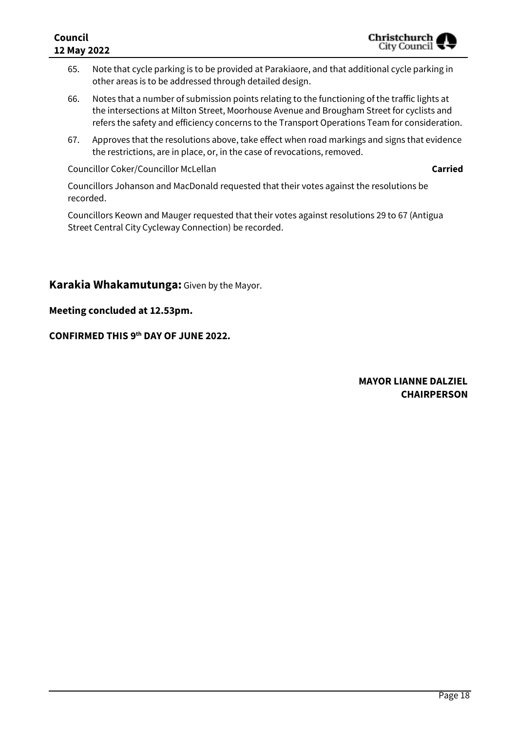65. Note that cycle parking is to be provided at Parakiaore, and that additional cycle parking in other areas is to be addressed through detailed design.

66. Notes that a number of submission points relating to the functioning of the traffic lights at the intersections at Milton Street, Moorhouse Avenue and Brougham Street for cyclists and refers the safety and efficiency concerns to the Transport Operations Team for consideration.

67. Approves that the resolutions above, take effect when road markings and signs that evidence the restrictions, are in place, or, in the case of revocations, removed.

Councillor Coker/Councillor McLellan **Carried**

Councillors Johanson and MacDonald requested that their votes against the resolutions be recorded.

Councillors Keown and Mauger requested that their votes against resolutions 29 to 67 (Antigua Street Central City Cycleway Connection) be recorded.

**Karakia Whakamutunga:** Given by the Mayor.

**Meeting concluded at 12.53pm.**

**CONFIRMED THIS 9th DAY OF JUNE 2022.**

**MAYOR LIANNE DALZIEL**
**CHAIRPERSON**